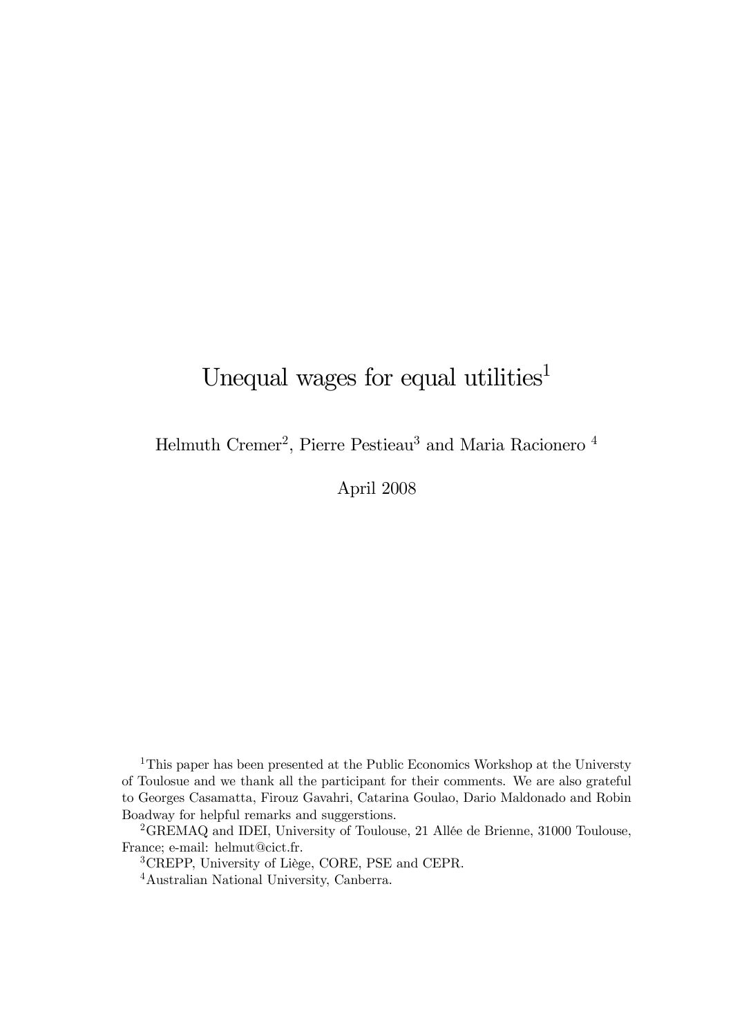# Unequal wages for equal utilities[1]

Helmuth Cremer[2], Pierre Pestieau[3] and Maria Racionero [4]

April 2008

[1]This paper has been presented at the Public Economics Workshop at the Universty of Toulosue and we thank all the participant for their comments. We are also grateful to Georges Casamatta, Firouz Gavahri, Catarina Goulao, Dario Maldonado and Robin Boadway for helpful remarks and suggerstions.

[2]GREMAQ and IDEI, University of Toulouse, 21 Allée de Brienne, 31000 Toulouse, France; e-mail: helmut@cict.fr.

[3]CREPP, University of Liège, CORE, PSE and CEPR.

[4]Australian National University, Canberra.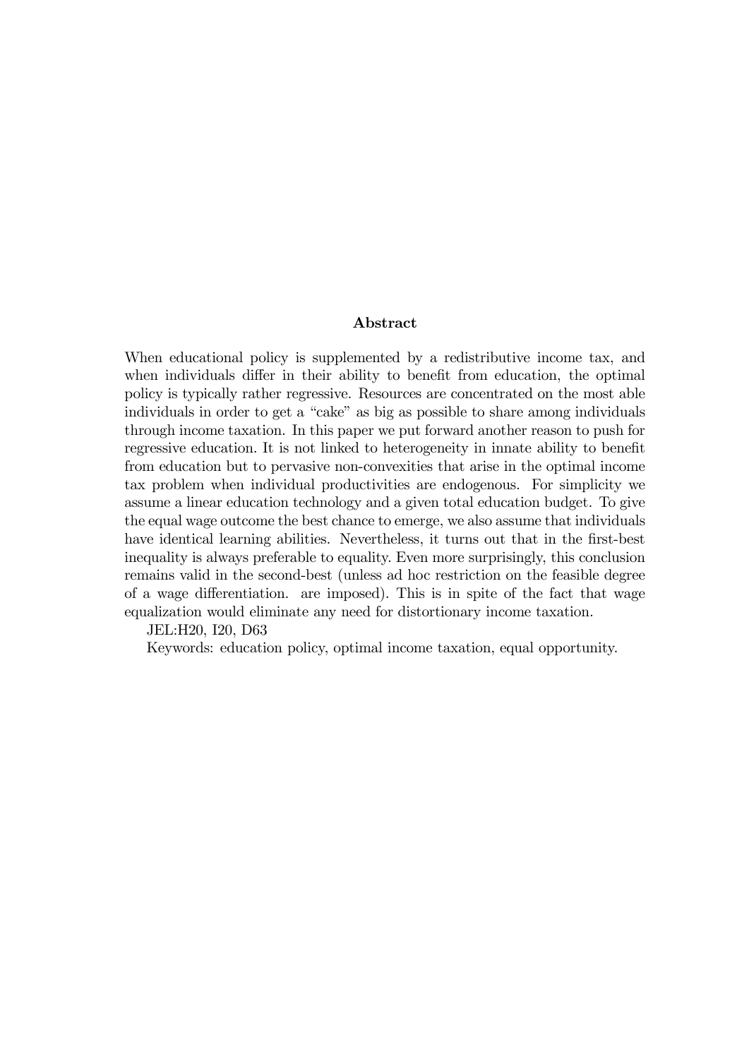## Abstract

When educational policy is supplemented by a redistributive income tax, and when individuals differ in their ability to benefit from education, the optimal policy is typically rather regressive. Resources are concentrated on the most able individuals in order to get a "cake" as big as possible to share among individuals through income taxation. In this paper we put forward another reason to push for regressive education. It is not linked to heterogeneity in innate ability to benefit from education but to pervasive non-convexities that arise in the optimal income tax problem when individual productivities are endogenous. For simplicity we assume a linear education technology and a given total education budget. To give the equal wage outcome the best chance to emerge, we also assume that individuals have identical learning abilities. Nevertheless, it turns out that in the first-best inequality is always preferable to equality. Even more surprisingly, this conclusion remains valid in the second-best (unless ad hoc restriction on the feasible degree of a wage differentiation. are imposed). This is in spite of the fact that wage equalization would eliminate any need for distortionary income taxation.

JEL:H20, I20, D63

Keywords: education policy, optimal income taxation, equal opportunity.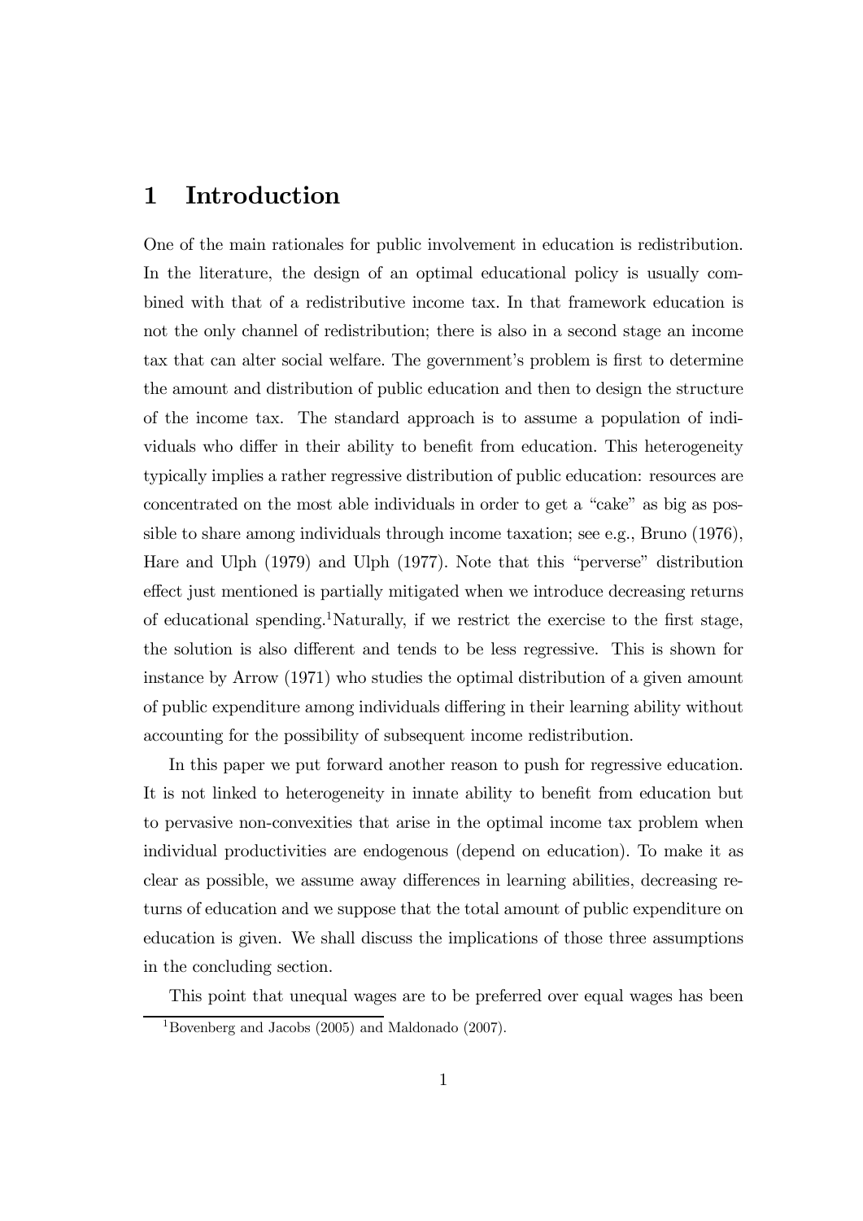# 1 Introduction

One of the main rationales for public involvement in education is redistribution. In the literature, the design of an optimal educational policy is usually combined with that of a redistributive income tax. In that framework education is not the only channel of redistribution; there is also in a second stage an income tax that can alter social welfare. The government's problem is first to determine the amount and distribution of public education and then to design the structure of the income tax. The standard approach is to assume a population of individuals who differ in their ability to benefit from education. This heterogeneity typically implies a rather regressive distribution of public education: resources are concentrated on the most able individuals in order to get a "cake" as big as possible to share among individuals through income taxation; see e.g., Bruno (1976), Hare and Ulph (1979) and Ulph (1977). Note that this "perverse" distribution effect just mentioned is partially mitigated when we introduce decreasing returns of educational spending.[1] Naturally, if we restrict the exercise to the first stage, the solution is also different and tends to be less regressive. This is shown for instance by Arrow (1971) who studies the optimal distribution of a given amount of public expenditure among individuals differing in their learning ability without accounting for the possibility of subsequent income redistribution.

In this paper we put forward another reason to push for regressive education. It is not linked to heterogeneity in innate ability to benefit from education but to pervasive non-convexities that arise in the optimal income tax problem when individual productivities are endogenous (depend on education). To make it as clear as possible, we assume away differences in learning abilities, decreasing returns of education and we suppose that the total amount of public expenditure on education is given. We shall discuss the implications of those three assumptions in the concluding section.

This point that unequal wages are to be preferred over equal wages has been

[1] Bovenberg and Jacobs (2005) and Maldonado (2007).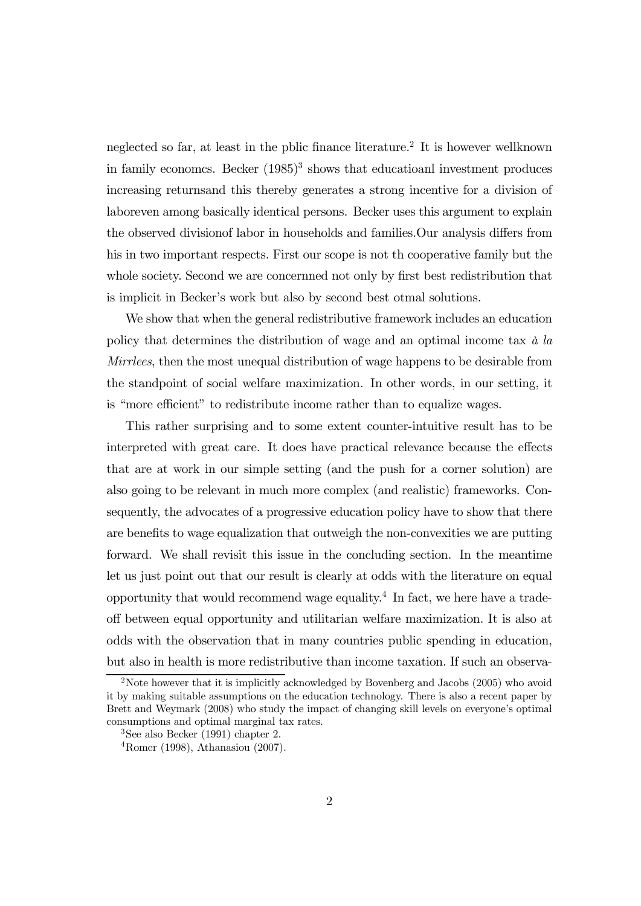neglected so far, at least in the pblic finance literature.[2] It is however wellknown in family economcs. Becker (1985)[3] shows that educatioanl investment produces increasing returnsand this thereby generates a strong incentive for a division of laboreven among basically identical persons. Becker uses this argument to explain the observed divisionof labor in households and families.Our analysis differs from his in two important respects. First our scope is not th cooperative family but the whole society. Second we are concernned not only by first best redistribution that is implicit in Becker's work but also by second best otmal solutions.

We show that when the general redistributive framework includes an education policy that determines the distribution of wage and an optimal income tax *à la Mirrlees*, then the most unequal distribution of wage happens to be desirable from the standpoint of social welfare maximization. In other words, in our setting, it is "more efficient" to redistribute income rather than to equalize wages.

This rather surprising and to some extent counter-intuitive result has to be interpreted with great care. It does have practical relevance because the effects that are at work in our simple setting (and the push for a corner solution) are also going to be relevant in much more complex (and realistic) frameworks. Consequently, the advocates of a progressive education policy have to show that there are benefits to wage equalization that outweigh the non-convexities we are putting forward. We shall revisit this issue in the concluding section. In the meantime let us just point out that our result is clearly at odds with the literature on equal opportunity that would recommend wage equality.[4] In fact, we here have a trade-off between equal opportunity and utilitarian welfare maximization. It is also at odds with the observation that in many countries public spending in education, but also in health is more redistributive than income taxation. If such an observa-

[2]Note however that it is implicitly acknowledged by Bovenberg and Jacobs (2005) who avoid it by making suitable assumptions on the education technology. There is also a recent paper by Brett and Weymark (2008) who study the impact of changing skill levels on everyone's optimal consumptions and optimal marginal tax rates.

[3]See also Becker (1991) chapter 2.

[4]Romer (1998), Athanasiou (2007).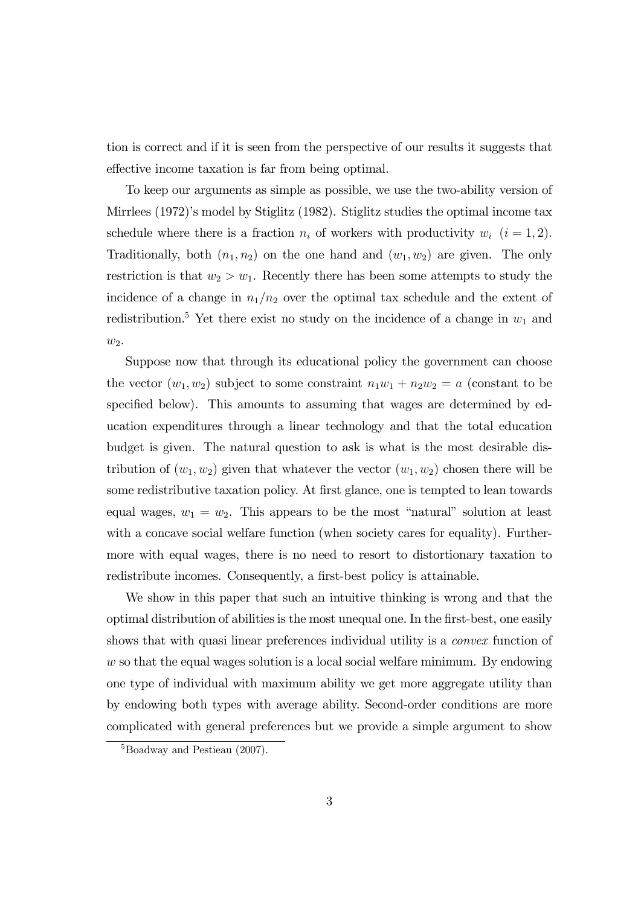tion is correct and if it is seen from the perspective of our results it suggests that effective income taxation is far from being optimal.

To keep our arguments as simple as possible, we use the two-ability version of Mirrlees (1972)'s model by Stiglitz (1982). Stiglitz studies the optimal income tax schedule where there is a fraction $n_i$ of workers with productivity $w_i$ $(i = 1, 2)$. Traditionally, both $(n_1, n_2)$ on the one hand and $(w_1, w_2)$ are given. The only restriction is that $w_2 > w_1$. Recently there has been some attempts to study the incidence of a change in $n_1/n_2$ over the optimal tax schedule and the extent of redistribution.[5] Yet there exist no study on the incidence of a change in $w_1$ and $w_2$.

Suppose now that through its educational policy the government can choose the vector $(w_1, w_2)$ subject to some constraint $n_1w_1 + n_2w_2 = a$ (constant to be specified below). This amounts to assuming that wages are determined by education expenditures through a linear technology and that the total education budget is given. The natural question to ask is what is the most desirable distribution of $(w_1, w_2)$ given that whatever the vector $(w_1, w_2)$ chosen there will be some redistributive taxation policy. At first glance, one is tempted to lean towards equal wages, $w_1 = w_2$. This appears to be the most "natural" solution at least with a concave social welfare function (when society cares for equality). Furthermore with equal wages, there is no need to resort to distortionary taxation to redistribute incomes. Consequently, a first-best policy is attainable.

We show in this paper that such an intuitive thinking is wrong and that the optimal distribution of abilities is the most unequal one. In the first-best, one easily shows that with quasi linear preferences individual utility is a *convex* function of $w$ so that the equal wages solution is a local social welfare minimum. By endowing one type of individual with maximum ability we get more aggregate utility than by endowing both types with average ability. Second-order conditions are more complicated with general preferences but we provide a simple argument to show

[5] Boadway and Pestieau (2007).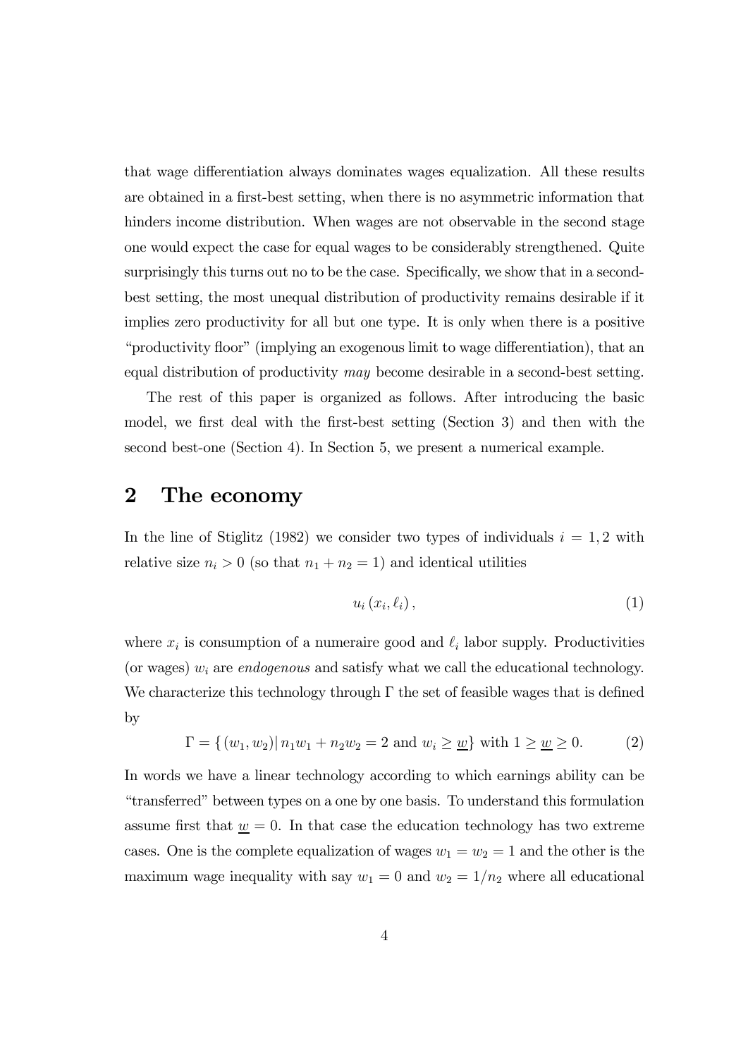that wage differentiation always dominates wages equalization. All these results are obtained in a first-best setting, when there is no asymmetric information that hinders income distribution. When wages are not observable in the second stage one would expect the case for equal wages to be considerably strengthened. Quite surprisingly this turns out no to be the case. Specifically, we show that in a second-best setting, the most unequal distribution of productivity remains desirable if it implies zero productivity for all but one type. It is only when there is a positive "productivity floor" (implying an exogenous limit to wage differentiation), that an equal distribution of productivity *may* become desirable in a second-best setting.

The rest of this paper is organized as follows. After introducing the basic model, we first deal with the first-best setting (Section 3) and then with the second best-one (Section 4). In Section 5, we present a numerical example.

## 2 The economy

In the line of Stiglitz (1982) we consider two types of individuals $i = 1, 2$ with relative size $n_i > 0$ (so that $n_1 + n_2 = 1$) and identical utilities

$$u_i(x_i, \ell_i), \tag{1}$$

where $x_i$ is consumption of a numeraire good and $\ell_i$ labor supply. Productivities (or wages) $w_i$ are *endogenous* and satisfy what we call the educational technology. We characterize this technology through $\Gamma$ the set of feasible wages that is defined by

$$\Gamma = \{ (w_1, w_2) | \, n_1 w_1 + n_2 w_2 = 2 \text{ and } w_i \geq \underline{w} \} \text{ with } 1 \geq \underline{w} \geq 0. \tag{2}$$

In words we have a linear technology according to which earnings ability can be "transferred" between types on a one by one basis. To understand this formulation assume first that $\underline{w} = 0$. In that case the education technology has two extreme cases. One is the complete equalization of wages $w_1 = w_2 = 1$ and the other is the maximum wage inequality with say $w_1 = 0$ and $w_2 = 1/n_2$ where all educational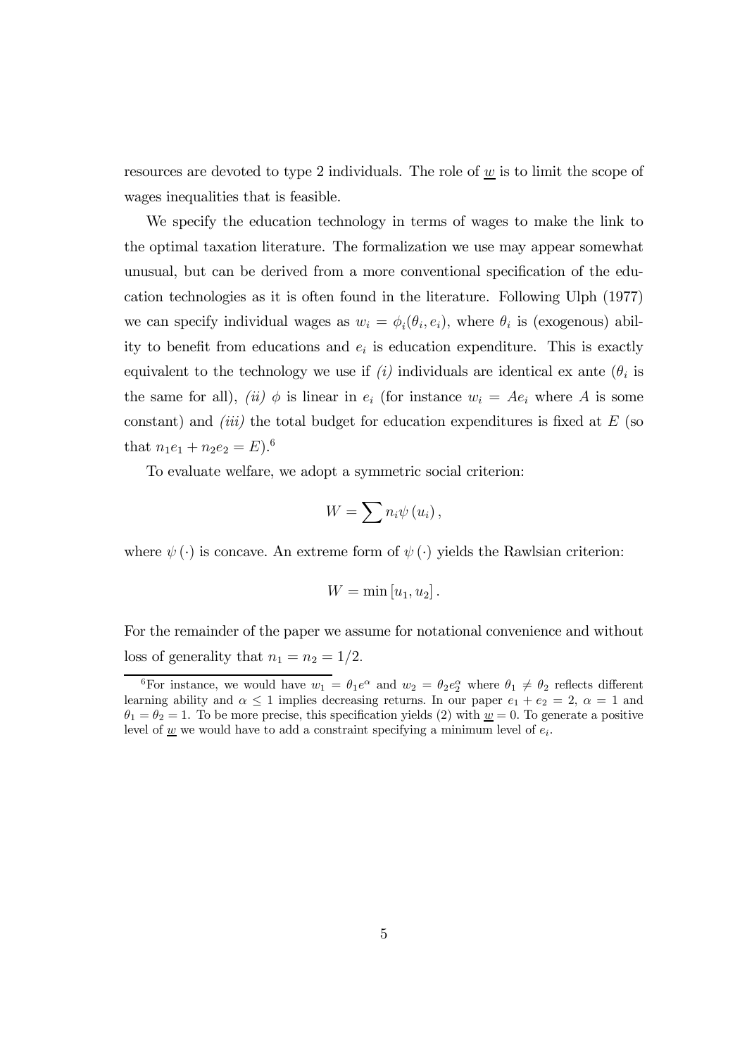resources are devoted to type 2 individuals. The role of $\underline{w}$ is to limit the scope of wages inequalities that is feasible.

We specify the education technology in terms of wages to make the link to the optimal taxation literature. The formalization we use may appear somewhat unusual, but can be derived from a more conventional specification of the education technologies as it is often found in the literature. Following Ulph (1977) we can specify individual wages as $w_i = \phi_i(\theta_i, e_i)$, where $\theta_i$ is (exogenous) ability to benefit from educations and $e_i$ is education expenditure. This is exactly equivalent to the technology we use if *(i)* individuals are identical ex ante ($\theta_i$ is the same for all), *(ii)* $\phi$ is linear in $e_i$ (for instance $w_i = Ae_i$ where $A$ is some constant) and *(iii)* the total budget for education expenditures is fixed at $E$ (so that $n_1 e_1 + n_2 e_2 = E$).[6]

To evaluate welfare, we adopt a symmetric social criterion:

$$W = \sum n_i \psi(u_i),$$

where $\psi(\cdot)$ is concave. An extreme form of $\psi(\cdot)$ yields the Rawlsian criterion:

$$W = \min[u_1, u_2].$$

For the remainder of the paper we assume for notational convenience and without loss of generality that $n_1 = n_2 = 1/2$.

[6] For instance, we would have $w_1 = \theta_1 e^{\alpha}$ and $w_2 = \theta_2 e_2^{\alpha}$ where $\theta_1 \neq \theta_2$ reflects different learning ability and $\alpha \leq 1$ implies decreasing returns. In our paper $e_1 + e_2 = 2$, $\alpha = 1$ and $\theta_1 = \theta_2 = 1$. To be more precise, this specification yields (2) with $\underline{w} = 0$. To generate a positive level of $\underline{w}$ we would have to add a constraint specifying a minimum level of $e_i$.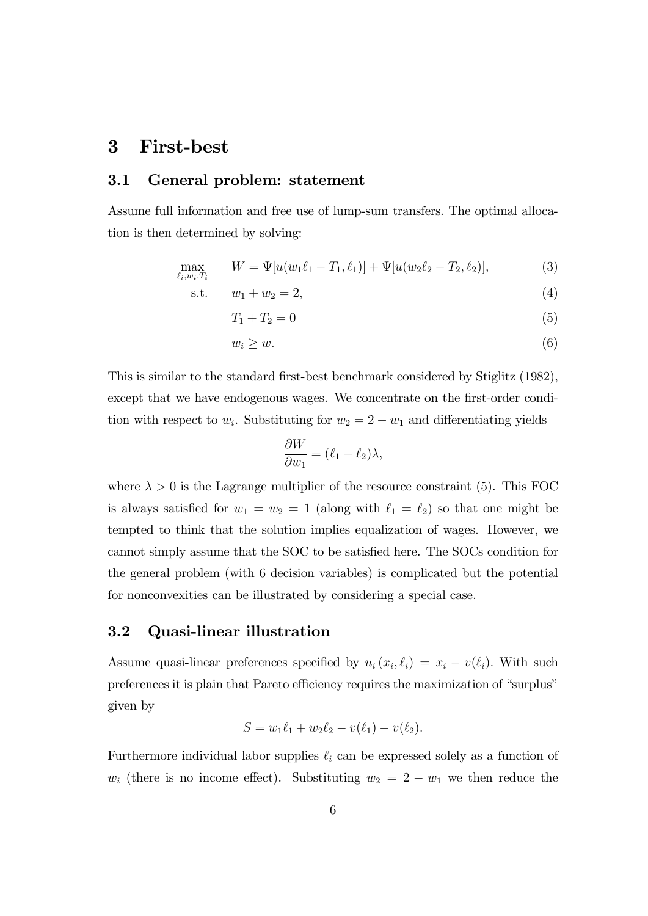# 3 First-best

## 3.1 General problem: statement

Assume full information and free use of lump-sum transfers. The optimal allocation is then determined by solving:

$$\max_{\ell_i, w_i, T_i} \quad W = \Psi[u(w_1\ell_1 - T_1, \ell_1)] + \Psi[u(w_2\ell_2 - T_2, \ell_2)], \tag{3}$$

$$\text{s.t.} \quad w_1 + w_2 = 2, \tag{4}$$

$$T_1 + T_2 = 0 \tag{5}$$

$$w_i \geq \underline{w}. \tag{6}$$

This is similar to the standard first-best benchmark considered by Stiglitz (1982), except that we have endogenous wages. We concentrate on the first-order condition with respect to $w_i$. Substituting for $w_2 = 2 - w_1$ and differentiating yields

$$\frac{\partial W}{\partial w_1} = (\ell_1 - \ell_2)\lambda,$$

where $\lambda > 0$ is the Lagrange multiplier of the resource constraint (5). This FOC is always satisfied for $w_1 = w_2 = 1$ (along with $\ell_1 = \ell_2$) so that one might be tempted to think that the solution implies equalization of wages. However, we cannot simply assume that the SOC to be satisfied here. The SOCs condition for the general problem (with 6 decision variables) is complicated but the potential for nonconvexities can be illustrated by considering a special case.

## 3.2 Quasi-linear illustration

Assume quasi-linear preferences specified by $u_i(x_i, \ell_i) = x_i - v(\ell_i)$. With such preferences it is plain that Pareto efficiency requires the maximization of "surplus" given by

$$S = w_1\ell_1 + w_2\ell_2 - v(\ell_1) - v(\ell_2).$$

Furthermore individual labor supplies $\ell_i$ can be expressed solely as a function of $w_i$ (there is no income effect). Substituting $w_2 = 2 - w_1$ we then reduce the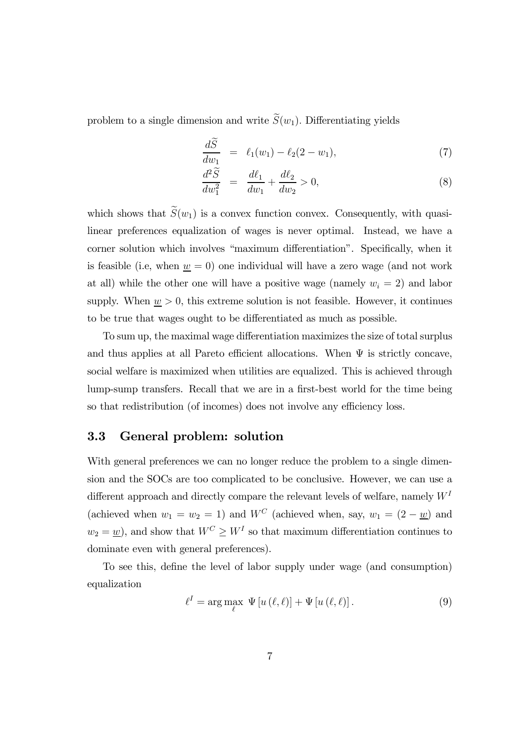problem to a single dimension and write $\widetilde{S}(w_1)$. Differentiating yields

$$\frac{d\widetilde{S}}{dw_1} = \ell_1(w_1) - \ell_2(2 - w_1), \tag{7}$$

$$\frac{d^2\widetilde{S}}{dw_1^2} = \frac{d\ell_1}{dw_1} + \frac{d\ell_2}{dw_2} > 0, \tag{8}$$

which shows that $\widetilde{S}(w_1)$ is a convex function convex. Consequently, with quasi-linear preferences equalization of wages is never optimal. Instead, we have a corner solution which involves "maximum differentiation". Specifically, when it is feasible (i.e, when $\underline{w} = 0$) one individual will have a zero wage (and not work at all) while the other one will have a positive wage (namely $w_i = 2$) and labor supply. When $\underline{w} > 0$, this extreme solution is not feasible. However, it continues to be true that wages ought to be differentiated as much as possible.

To sum up, the maximal wage differentiation maximizes the size of total surplus and thus applies at all Pareto efficient allocations. When $\Psi$ is strictly concave, social welfare is maximized when utilities are equalized. This is achieved through lump-sump transfers. Recall that we are in a first-best world for the time being so that redistribution (of incomes) does not involve any efficiency loss.

## 3.3 General problem: solution

With general preferences we can no longer reduce the problem to a single dimension and the SOCs are too complicated to be conclusive. However, we can use a different approach and directly compare the relevant levels of welfare, namely $W^I$ (achieved when $w_1 = w_2 = 1$) and $W^C$ (achieved when, say, $w_1 = (2 - \underline{w})$ and $w_2 = \underline{w}$), and show that $W^C \geq W^I$ so that maximum differentiation continues to dominate even with general preferences).

To see this, define the level of labor supply under wage (and consumption) equalization

$$\ell^I = \arg\max_{\ell} \; \Psi\left[u\left(\ell, \ell\right)\right] + \Psi\left[u\left(\ell, \ell\right)\right]. \tag{9}$$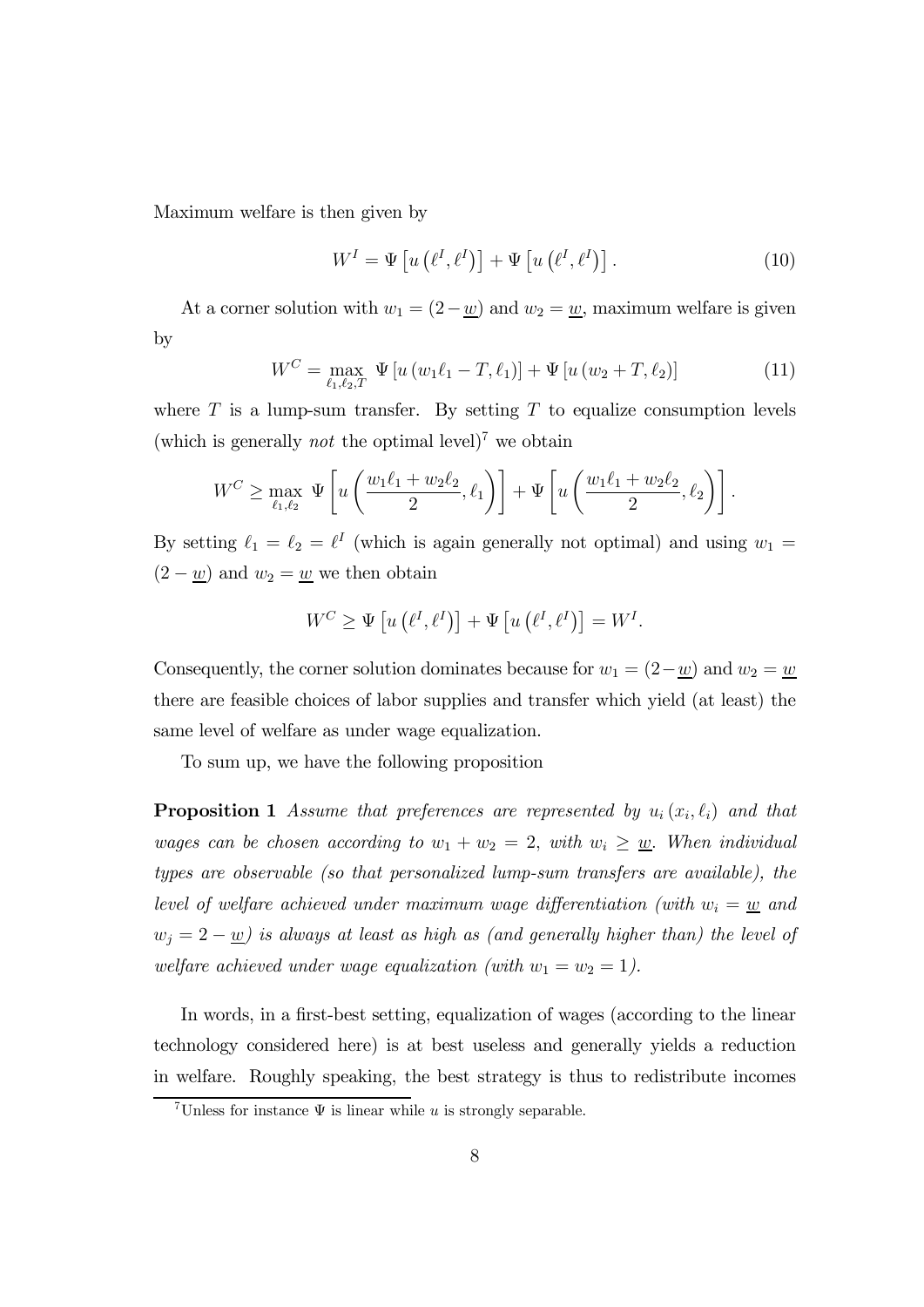Maximum welfare is then given by

$$W^I = \Psi\left[u\left(\ell^I, \ell^I\right)\right] + \Psi\left[u\left(\ell^I, \ell^I\right)\right]. \tag{10}$$

At a corner solution with $w_1 = (2 - \underline{w})$ and $w_2 = \underline{w}$, maximum welfare is given by

$$W^C = \max_{\ell_1, \ell_2, T} \Psi\left[u\left(w_1\ell_1 - T, \ell_1\right)\right] + \Psi\left[u\left(w_2 + T, \ell_2\right)\right] \tag{11}$$

where $T$ is a lump-sum transfer. By setting $T$ to equalize consumption levels (which is generally *not* the optimal level)[7] we obtain

$$W^C \geq \max_{\ell_1, \ell_2} \Psi\left[u\left(\frac{w_1\ell_1 + w_2\ell_2}{2}, \ell_1\right)\right] + \Psi\left[u\left(\frac{w_1\ell_1 + w_2\ell_2}{2}, \ell_2\right)\right].$$

By setting $\ell_1 = \ell_2 = \ell^I$ (which is again generally not optimal) and using $w_1 = (2 - \underline{w})$ and $w_2 = \underline{w}$ we then obtain

$$W^C \geq \Psi\left[u\left(\ell^I, \ell^I\right)\right] + \Psi\left[u\left(\ell^I, \ell^I\right)\right] = W^I.$$

Consequently, the corner solution dominates because for $w_1 = (2 - \underline{w})$ and $w_2 = \underline{w}$ there are feasible choices of labor supplies and transfer which yield (at least) the same level of welfare as under wage equalization.

To sum up, we have the following proposition

**Proposition 1** *Assume that preferences are represented by $u_i\left(x_i, \ell_i\right)$ and that wages can be chosen according to $w_1 + w_2 = 2$, with $w_i \geq \underline{w}$. When individual types are observable (so that personalized lump-sum transfers are available), the level of welfare achieved under maximum wage differentiation (with $w_i = \underline{w}$ and $w_j = 2 - \underline{w}$) is always at least as high as (and generally higher than) the level of welfare achieved under wage equalization (with $w_1 = w_2 = 1$).*

In words, in a first-best setting, equalization of wages (according to the linear technology considered here) is at best useless and generally yields a reduction in welfare. Roughly speaking, the best strategy is thus to redistribute incomes

[7] Unless for instance $\Psi$ is linear while $u$ is strongly separable.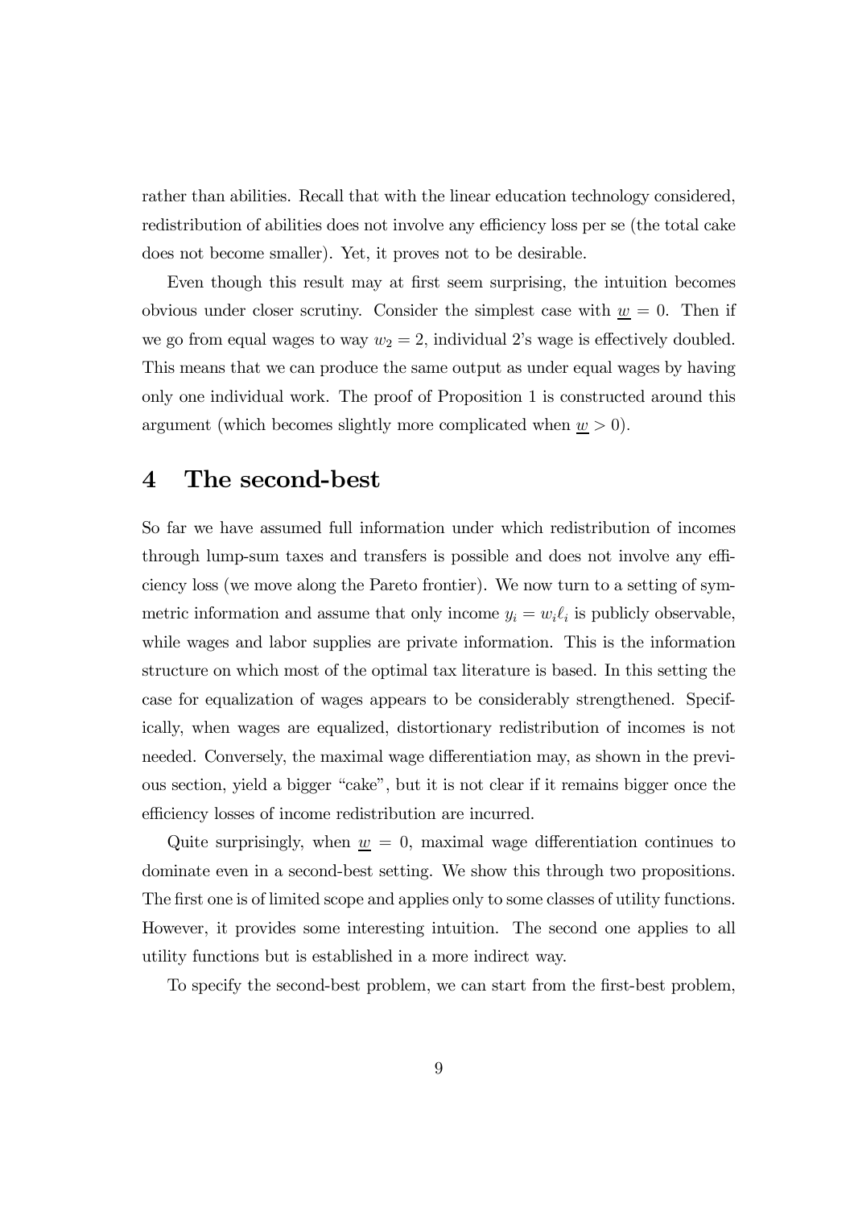rather than abilities. Recall that with the linear education technology considered, redistribution of abilities does not involve any efficiency loss per se (the total cake does not become smaller). Yet, it proves not to be desirable.

Even though this result may at first seem surprising, the intuition becomes obvious under closer scrutiny. Consider the simplest case with $\underline{w} = 0$. Then if we go from equal wages to way $w_2 = 2$, individual 2's wage is effectively doubled. This means that we can produce the same output as under equal wages by having only one individual work. The proof of Proposition 1 is constructed around this argument (which becomes slightly more complicated when $\underline{w} > 0$).

# 4 The second-best

So far we have assumed full information under which redistribution of incomes through lump-sum taxes and transfers is possible and does not involve any efficiency loss (we move along the Pareto frontier). We now turn to a setting of symmetric information and assume that only income $y_i = w_i \ell_i$ is publicly observable, while wages and labor supplies are private information. This is the information structure on which most of the optimal tax literature is based. In this setting the case for equalization of wages appears to be considerably strengthened. Specifically, when wages are equalized, distortionary redistribution of incomes is not needed. Conversely, the maximal wage differentiation may, as shown in the previous section, yield a bigger "cake", but it is not clear if it remains bigger once the efficiency losses of income redistribution are incurred.

Quite surprisingly, when $\underline{w} = 0$, maximal wage differentiation continues to dominate even in a second-best setting. We show this through two propositions. The first one is of limited scope and applies only to some classes of utility functions. However, it provides some interesting intuition. The second one applies to all utility functions but is established in a more indirect way.

To specify the second-best problem, we can start from the first-best problem,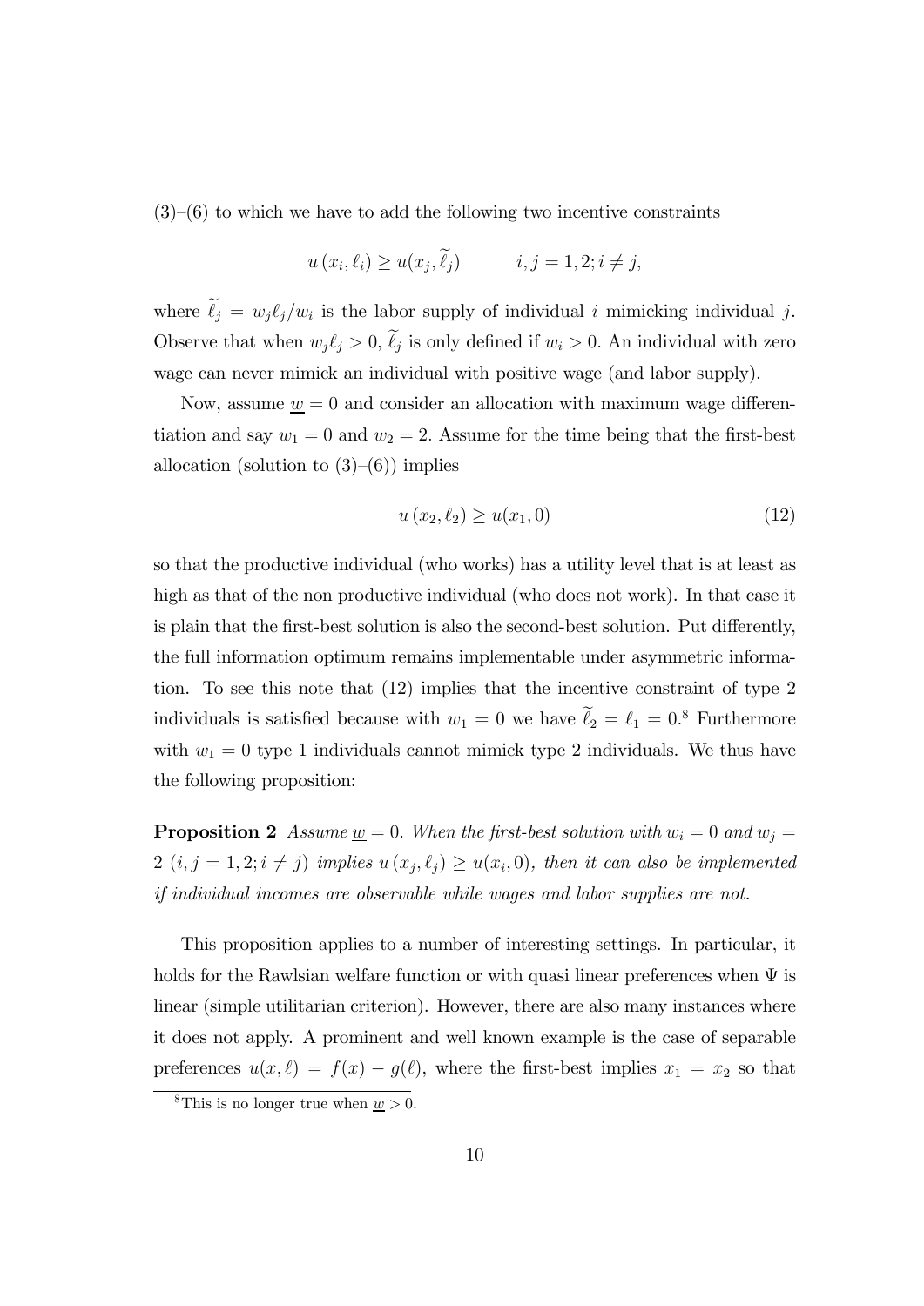(3)–(6) to which we have to add the following two incentive constraints

$$u(x_i, \ell_i) \geq u(x_j, \widetilde{\ell}_j) \qquad i, j = 1, 2; i \neq j,$$

where $\widetilde{\ell}_j = w_j \ell_j / w_i$ is the labor supply of individual $i$ mimicking individual $j$. Observe that when $w_j \ell_j > 0$, $\widetilde{\ell}_j$ is only defined if $w_i > 0$. An individual with zero wage can never mimick an individual with positive wage (and labor supply).

Now, assume $\underline{w} = 0$ and consider an allocation with maximum wage differentiation and say $w_1 = 0$ and $w_2 = 2$. Assume for the time being that the first-best allocation (solution to (3)–(6)) implies

$$u(x_2, \ell_2) \geq u(x_1, 0) \tag{12}$$

so that the productive individual (who works) has a utility level that is at least as high as that of the non productive individual (who does not work). In that case it is plain that the first-best solution is also the second-best solution. Put differently, the full information optimum remains implementable under asymmetric information. To see this note that (12) implies that the incentive constraint of type 2 individuals is satisfied because with $w_1 = 0$ we have $\widetilde{\ell}_2 = \ell_1 = 0$.[8] Furthermore with $w_1 = 0$ type 1 individuals cannot mimick type 2 individuals. We thus have the following proposition:

**Proposition 2** *Assume $\underline{w} = 0$. When the first-best solution with $w_i = 0$ and $w_j = 2$ $(i, j = 1, 2; i \neq j)$ implies $u(x_j, \ell_j) \geq u(x_i, 0)$, then it can also be implemented if individual incomes are observable while wages and labor supplies are not.*

This proposition applies to a number of interesting settings. In particular, it holds for the Rawlsian welfare function or with quasi linear preferences when $\Psi$ is linear (simple utilitarian criterion). However, there are also many instances where it does not apply. A prominent and well known example is the case of separable preferences $u(x, \ell) = f(x) - g(\ell)$, where the first-best implies $x_1 = x_2$ so that

[8] This is no longer true when $\underline{w} > 0$.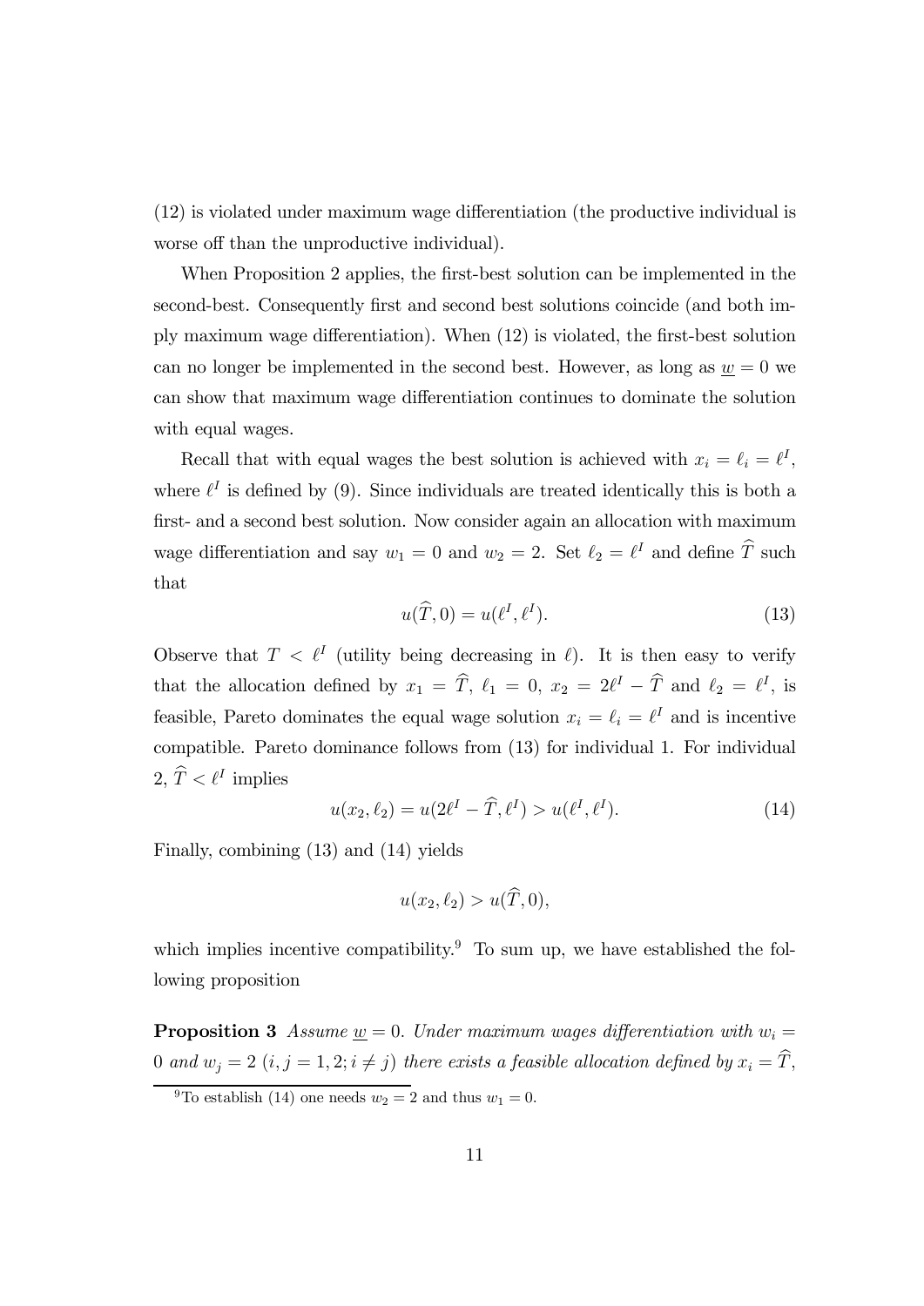(12) is violated under maximum wage differentiation (the productive individual is worse off than the unproductive individual).

When Proposition 2 applies, the first-best solution can be implemented in the second-best. Consequently first and second best solutions coincide (and both imply maximum wage differentiation). When (12) is violated, the first-best solution can no longer be implemented in the second best. However, as long as $\underline{w} = 0$ we can show that maximum wage differentiation continues to dominate the solution with equal wages.

Recall that with equal wages the best solution is achieved with $x_i = \ell_i = \ell^I$, where $\ell^I$ is defined by (9). Since individuals are treated identically this is both a first- and a second best solution. Now consider again an allocation with maximum wage differentiation and say $w_1 = 0$ and $w_2 = 2$. Set $\ell_2 = \ell^I$ and define $\widehat{T}$ such that

$$u(\widehat{T}, 0) = u(\ell^I, \ell^I). \tag{13}$$

Observe that $T < \ell^I$ (utility being decreasing in $\ell$). It is then easy to verify that the allocation defined by $x_1 = \widehat{T}$, $\ell_1 = 0$, $x_2 = 2\ell^I - \widehat{T}$ and $\ell_2 = \ell^I$, is feasible, Pareto dominates the equal wage solution $x_i = \ell_i = \ell^I$ and is incentive compatible. Pareto dominance follows from (13) for individual 1. For individual 2, $\widehat{T} < \ell^I$ implies

$$u(x_2, \ell_2) = u(2\ell^I - \widehat{T}, \ell^I) > u(\ell^I, \ell^I). \tag{14}$$

Finally, combining (13) and (14) yields

$$u(x_2, \ell_2) > u(\widehat{T}, 0),$$

which implies incentive compatibility.[9] To sum up, we have established the following proposition

**Proposition 3** *Assume $\underline{w} = 0$. Under maximum wages differentiation with $w_i = 0$ and $w_j = 2$ $(i, j = 1, 2; i \neq j)$ there exists a feasible allocation defined by $x_i = \widehat{T}$,*

[9] To establish (14) one needs $w_2 = 2$ and thus $w_1 = 0$.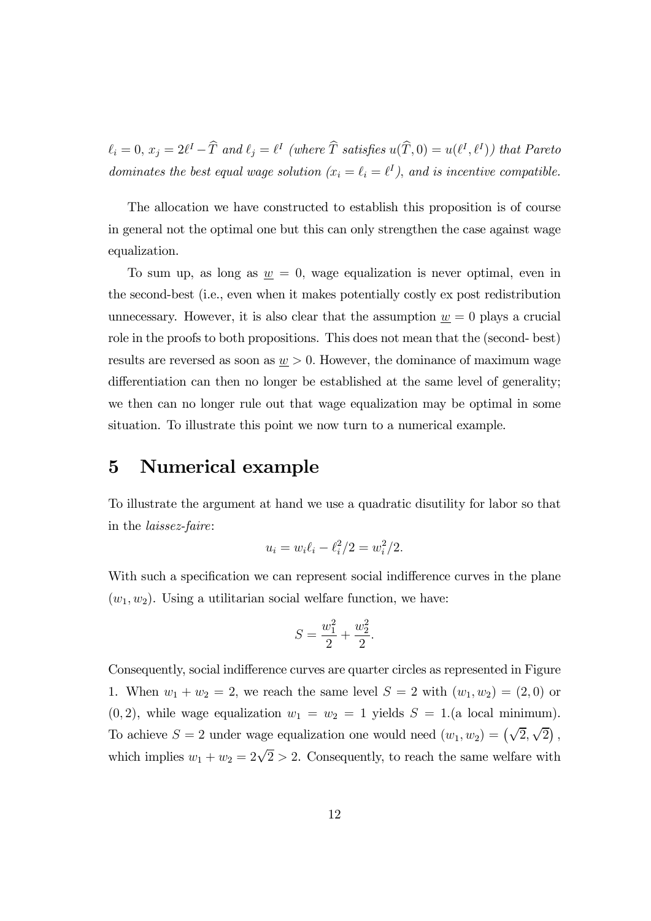$\ell_i = 0$, $x_j = 2\ell^I - \widehat{T}$ *and* $\ell_j = \ell^I$ *(where* $\widehat{T}$ *satisfies* $u(\widehat{T}, 0) = u(\ell^I, \ell^I)$*) that Pareto dominates the best equal wage solution (*$x_i = \ell_i = \ell^I$*), and is incentive compatible.*

The allocation we have constructed to establish this proposition is of course in general not the optimal one but this can only strengthen the case against wage equalization.

To sum up, as long as $\underline{w} = 0$, wage equalization is never optimal, even in the second-best (i.e., even when it makes potentially costly ex post redistribution unnecessary. However, it is also clear that the assumption $\underline{w} = 0$ plays a crucial role in the proofs to both propositions. This does not mean that the (second- best) results are reversed as soon as $\underline{w} > 0$. However, the dominance of maximum wage differentiation can then no longer be established at the same level of generality; we then can no longer rule out that wage equalization may be optimal in some situation. To illustrate this point we now turn to a numerical example.

# 5 Numerical example

To illustrate the argument at hand we use a quadratic disutility for labor so that in the *laissez-faire*:

$$u_i = w_i \ell_i - \ell_i^2/2 = w_i^2/2.$$

With such a specification we can represent social indifference curves in the plane $(w_1, w_2)$. Using a utilitarian social welfare function, we have:

$$S = \frac{w_1^2}{2} + \frac{w_2^2}{2}.$$

Consequently, social indifference curves are quarter circles as represented in Figure 1. When $w_1 + w_2 = 2$, we reach the same level $S = 2$ with $(w_1, w_2) = (2, 0)$ or $(0, 2)$, while wage equalization $w_1 = w_2 = 1$ yields $S = 1$.(a local minimum). To achieve $S = 2$ under wage equalization one would need $(w_1, w_2) = (\sqrt{2}, \sqrt{2})$, which implies $w_1 + w_2 = 2\sqrt{2} > 2$. Consequently, to reach the same welfare with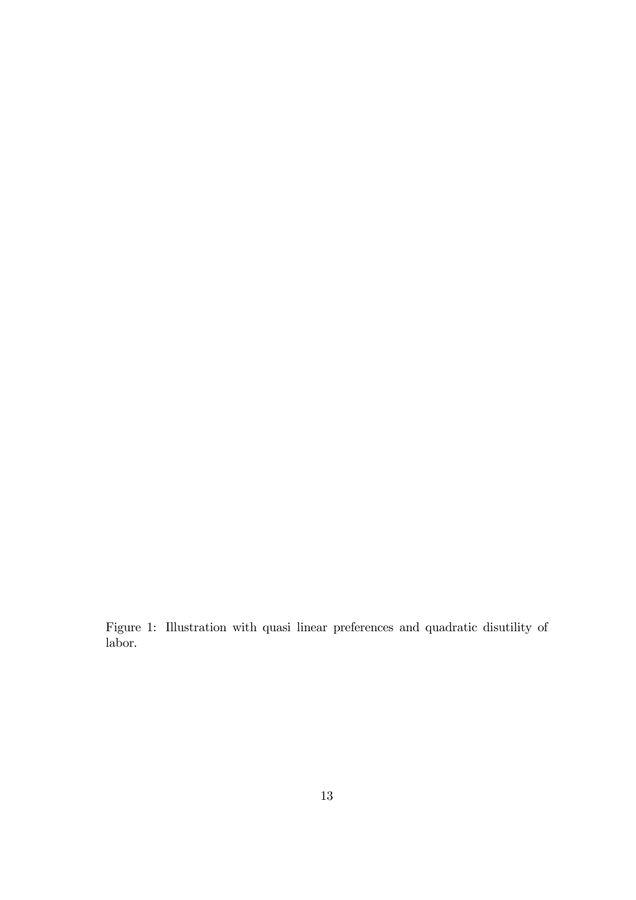Figure 1: Illustration with quasi linear preferences and quadratic disutility of labor.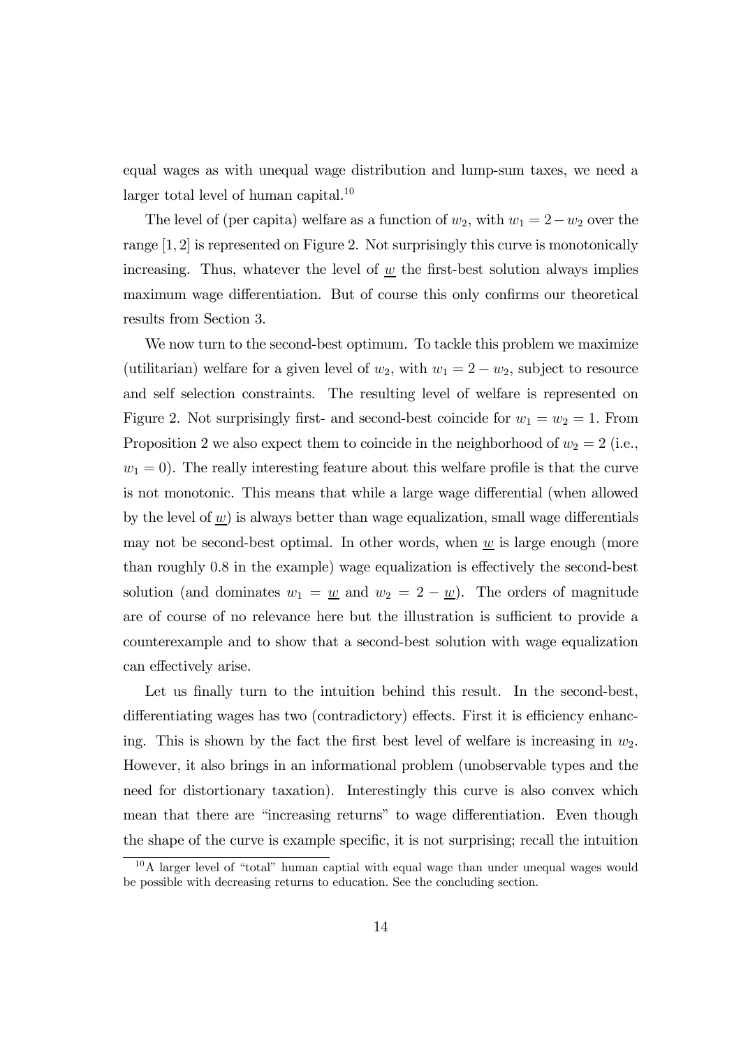equal wages as with unequal wage distribution and lump-sum taxes, we need a larger total level of human capital.[10]

The level of (per capita) welfare as a function of $w_2$, with $w_1 = 2 - w_2$ over the range $[1, 2]$ is represented on Figure 2. Not surprisingly this curve is monotonically increasing. Thus, whatever the level of $\underline{w}$ the first-best solution always implies maximum wage differentiation. But of course this only confirms our theoretical results from Section 3.

We now turn to the second-best optimum. To tackle this problem we maximize (utilitarian) welfare for a given level of $w_2$, with $w_1 = 2 - w_2$, subject to resource and self selection constraints. The resulting level of welfare is represented on Figure 2. Not surprisingly first- and second-best coincide for $w_1 = w_2 = 1$. From Proposition 2 we also expect them to coincide in the neighborhood of $w_2 = 2$ (i.e., $w_1 = 0$). The really interesting feature about this welfare profile is that the curve is not monotonic. This means that while a large wage differential (when allowed by the level of $\underline{w}$) is always better than wage equalization, small wage differentials may not be second-best optimal. In other words, when $\underline{w}$ is large enough (more than roughly 0.8 in the example) wage equalization is effectively the second-best solution (and dominates $w_1 = \underline{w}$ and $w_2 = 2 - \underline{w}$). The orders of magnitude are of course of no relevance here but the illustration is sufficient to provide a counterexample and to show that a second-best solution with wage equalization can effectively arise.

Let us finally turn to the intuition behind this result. In the second-best, differentiating wages has two (contradictory) effects. First it is efficiency enhancing. This is shown by the fact the first best level of welfare is increasing in $w_2$. However, it also brings in an informational problem (unobservable types and the need for distortionary taxation). Interestingly this curve is also convex which mean that there are "increasing returns" to wage differentiation. Even though the shape of the curve is example specific, it is not surprising; recall the intuition

[10] A larger level of "total" human captial with equal wage than under unequal wages would be possible with decreasing returns to education. See the concluding section.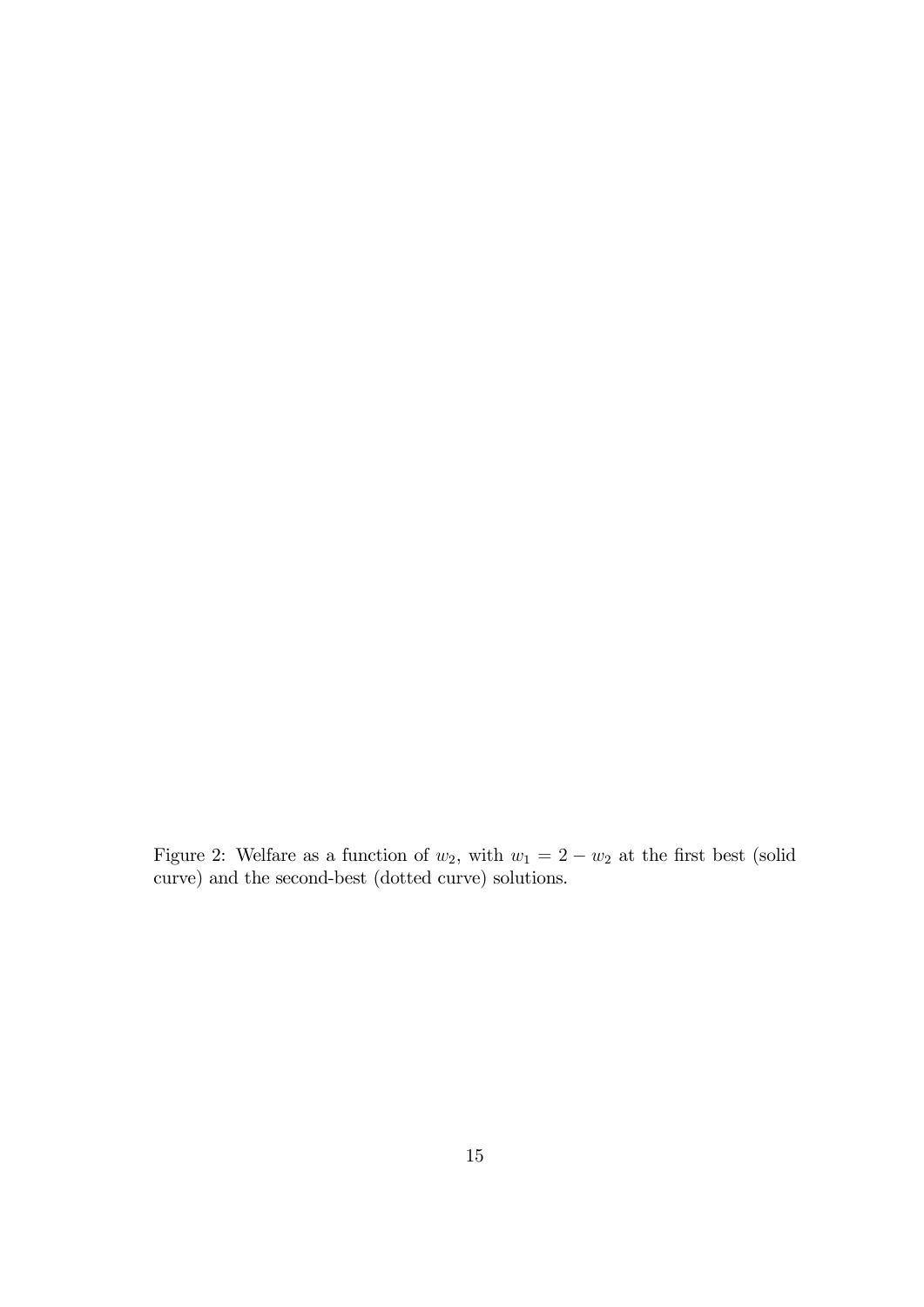Figure 2: Welfare as a function of $w_2$, with $w_1 = 2 - w_2$ at the first best (solid curve) and the second-best (dotted curve) solutions.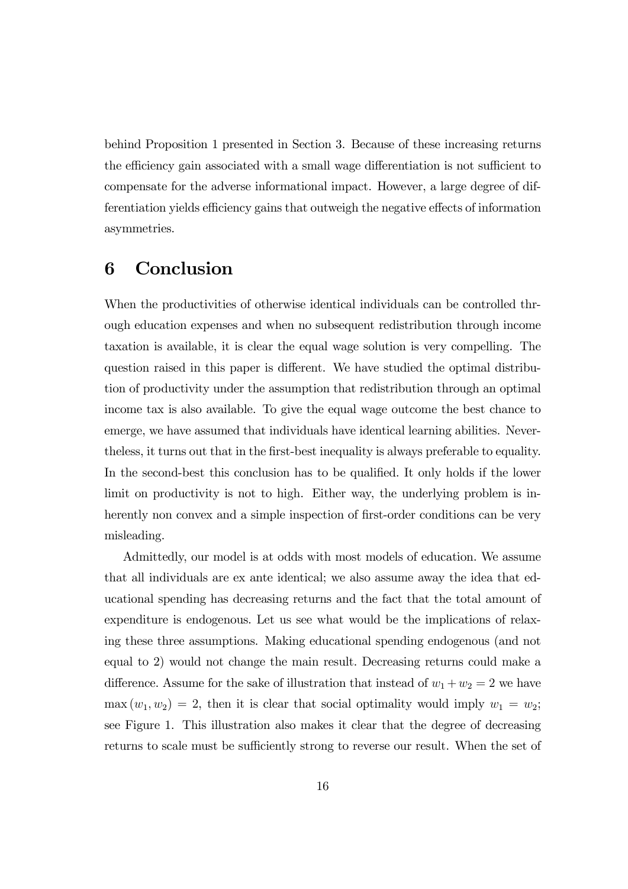behind Proposition 1 presented in Section 3. Because of these increasing returns the efficiency gain associated with a small wage differentiation is not sufficient to compensate for the adverse informational impact. However, a large degree of differentiation yields efficiency gains that outweigh the negative effects of information asymmetries.

# 6 Conclusion

When the productivities of otherwise identical individuals can be controlled through education expenses and when no subsequent redistribution through income taxation is available, it is clear the equal wage solution is very compelling. The question raised in this paper is different. We have studied the optimal distribution of productivity under the assumption that redistribution through an optimal income tax is also available. To give the equal wage outcome the best chance to emerge, we have assumed that individuals have identical learning abilities. Nevertheless, it turns out that in the first-best inequality is always preferable to equality. In the second-best this conclusion has to be qualified. It only holds if the lower limit on productivity is not to high. Either way, the underlying problem is inherently non convex and a simple inspection of first-order conditions can be very misleading.

Admittedly, our model is at odds with most models of education. We assume that all individuals are ex ante identical; we also assume away the idea that educational spending has decreasing returns and the fact that the total amount of expenditure is endogenous. Let us see what would be the implications of relaxing these three assumptions. Making educational spending endogenous (and not equal to 2) would not change the main result. Decreasing returns could make a difference. Assume for the sake of illustration that instead of $w_1 + w_2 = 2$ we have $\max(w_1, w_2) = 2$, then it is clear that social optimality would imply $w_1 = w_2$; see Figure 1. This illustration also makes it clear that the degree of decreasing returns to scale must be sufficiently strong to reverse our result. When the set of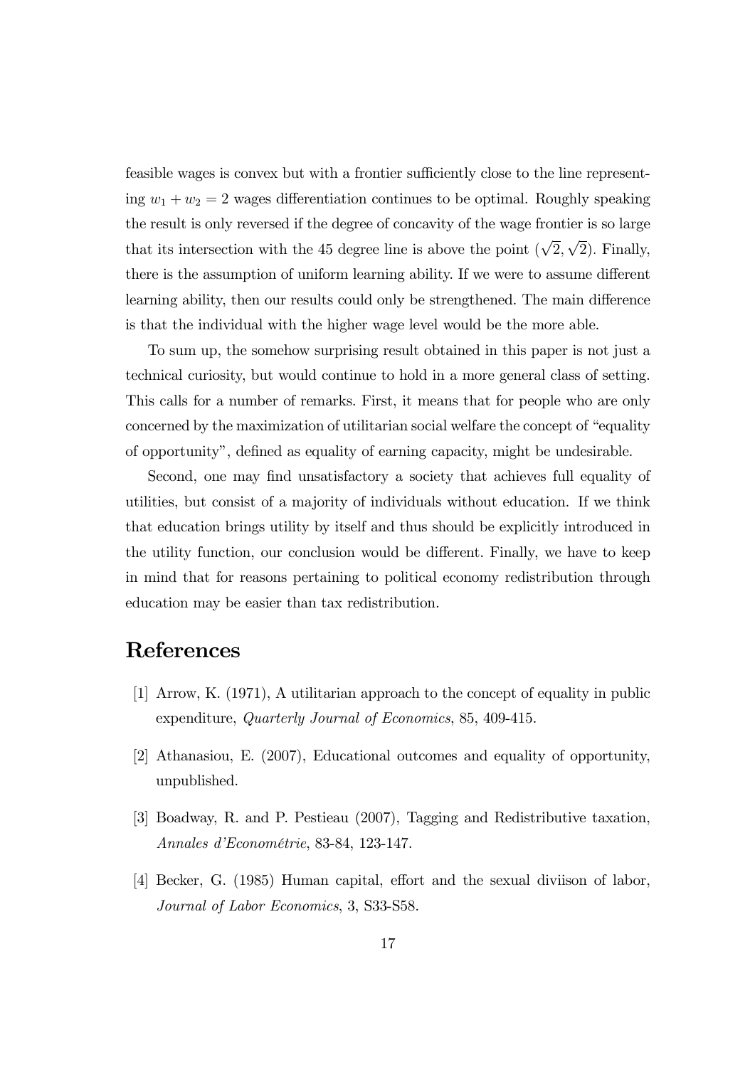feasible wages is convex but with a frontier sufficiently close to the line representing $w_1 + w_2 = 2$ wages differentiation continues to be optimal. Roughly speaking the result is only reversed if the degree of concavity of the wage frontier is so large that its intersection with the 45 degree line is above the point $(\sqrt{2}, \sqrt{2})$. Finally, there is the assumption of uniform learning ability. If we were to assume different learning ability, then our results could only be strengthened. The main difference is that the individual with the higher wage level would be the more able.

To sum up, the somehow surprising result obtained in this paper is not just a technical curiosity, but would continue to hold in a more general class of setting. This calls for a number of remarks. First, it means that for people who are only concerned by the maximization of utilitarian social welfare the concept of "equality of opportunity", defined as equality of earning capacity, might be undesirable.

Second, one may find unsatisfactory a society that achieves full equality of utilities, but consist of a majority of individuals without education. If we think that education brings utility by itself and thus should be explicitly introduced in the utility function, our conclusion would be different. Finally, we have to keep in mind that for reasons pertaining to political economy redistribution through education may be easier than tax redistribution.

# References

[1] Arrow, K. (1971), A utilitarian approach to the concept of equality in public expenditure, *Quarterly Journal of Economics*, 85, 409-415.

[2] Athanasiou, E. (2007), Educational outcomes and equality of opportunity, unpublished.

[3] Boadway, R. and P. Pestieau (2007), Tagging and Redistributive taxation, *Annales d'Econométrie*, 83-84, 123-147.

[4] Becker, G. (1985) Human capital, effort and the sexual diviison of labor, *Journal of Labor Economics*, 3, S33-S58.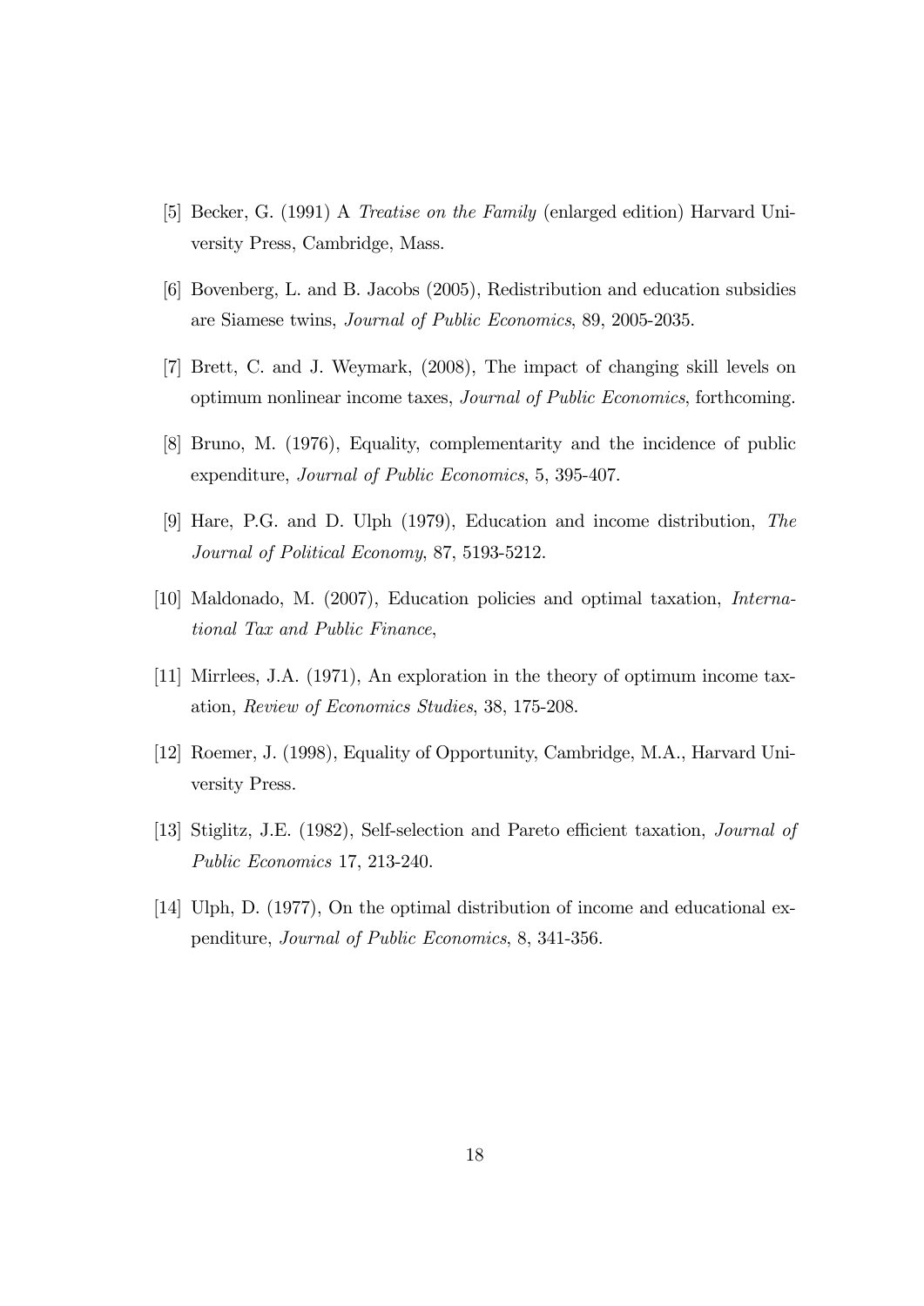[5] Becker, G. (1991) A *Treatise on the Family* (enlarged edition) Harvard University Press, Cambridge, Mass.

[6] Bovenberg, L. and B. Jacobs (2005), Redistribution and education subsidies are Siamese twins, *Journal of Public Economics*, 89, 2005-2035.

[7] Brett, C. and J. Weymark, (2008), The impact of changing skill levels on optimum nonlinear income taxes, *Journal of Public Economics*, forthcoming.

[8] Bruno, M. (1976), Equality, complementarity and the incidence of public expenditure, *Journal of Public Economics*, 5, 395-407.

[9] Hare, P.G. and D. Ulph (1979), Education and income distribution, *The Journal of Political Economy*, 87, 5193-5212.

[10] Maldonado, M. (2007), Education policies and optimal taxation, *International Tax and Public Finance*,

[11] Mirrlees, J.A. (1971), An exploration in the theory of optimum income taxation, *Review of Economics Studies*, 38, 175-208.

[12] Roemer, J. (1998), Equality of Opportunity, Cambridge, M.A., Harvard University Press.

[13] Stiglitz, J.E. (1982), Self-selection and Pareto efficient taxation, *Journal of Public Economics* 17, 213-240.

[14] Ulph, D. (1977), On the optimal distribution of income and educational expenditure, *Journal of Public Economics*, 8, 341-356.